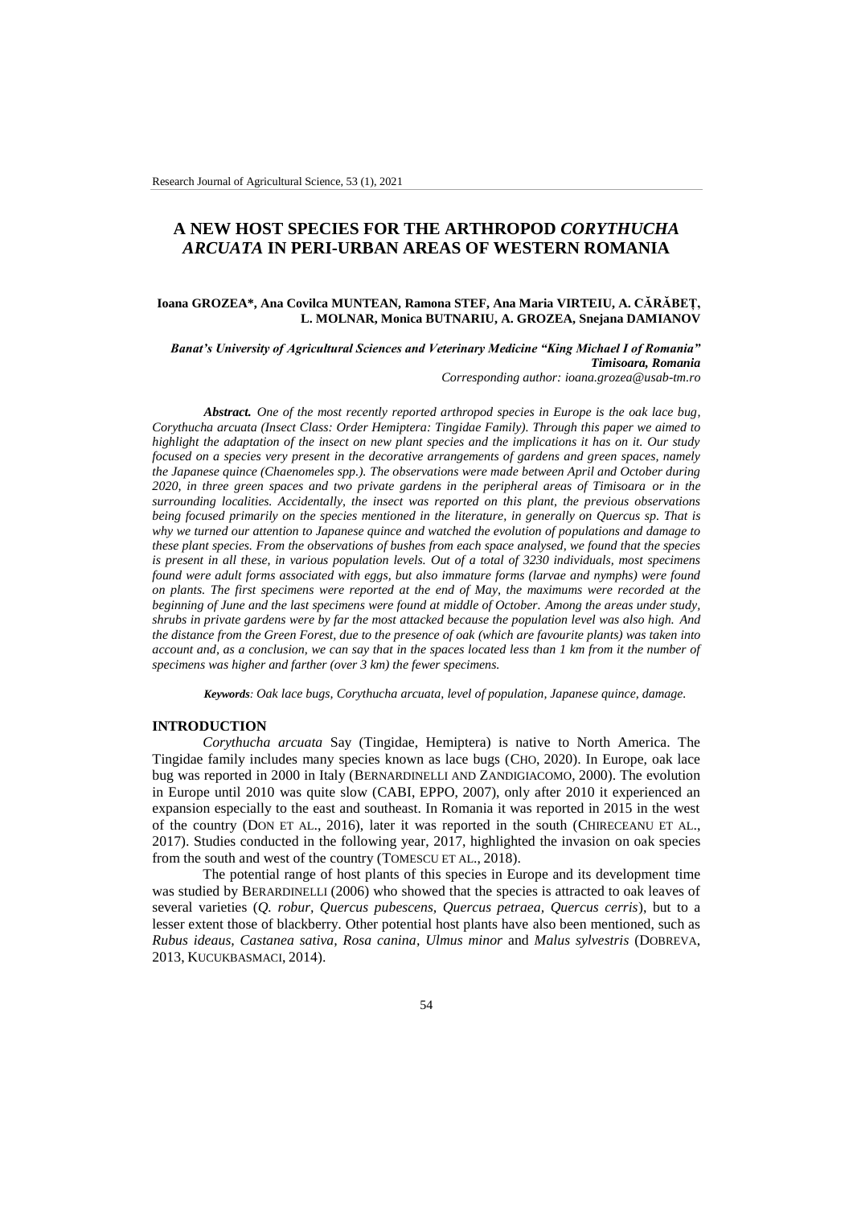# A NEW HOST SPECIES FOR THE ARTHROPOD *CORYTHUCHA ARCUATA* IN PERI-URBAN AREAS OF WESTERN ROMANIA

**Ioana GROZEA\*, Ana Covilca MUNTEAN, Ramona STEF, Ana Maria VIRTEIU, A. CĂRĂBEȚ, L. MOLNAR, Monica BUTNARIU, A. GROZEA, Snejana DAMIANOV**

***Banat's University of Agricultural Sciences and Veterinary Medicine "King Michael I of Romania" Timisoara, Romania***

*Corresponding author: ioana.grozea@usab-tm.ro*

***Abstract.*** *One of the most recently reported arthropod species in Europe is the oak lace bug, Corythucha arcuata (Insect Class: Order Hemiptera: Tingidae Family). Through this paper we aimed to highlight the adaptation of the insect on new plant species and the implications it has on it. Our study focused on a species very present in the decorative arrangements of gardens and green spaces, namely the Japanese quince (Chaenomeles spp.). The observations were made between April and October during 2020, in three green spaces and two private gardens in the peripheral areas of Timisoara or in the surrounding localities. Accidentally, the insect was reported on this plant, the previous observations being focused primarily on the species mentioned in the literature, in generally on Quercus sp. That is why we turned our attention to Japanese quince and watched the evolution of populations and damage to these plant species. From the observations of bushes from each space analysed, we found that the species is present in all these, in various population levels. Out of a total of 3230 individuals, most specimens found were adult forms associated with eggs, but also immature forms (larvae and nymphs) were found on plants. The first specimens were reported at the end of May, the maximums were recorded at the beginning of June and the last specimens were found at middle of October. Among the areas under study, shrubs in private gardens were by far the most attacked because the population level was also high. And the distance from the Green Forest, due to the presence of oak (which are favourite plants) was taken into account and, as a conclusion, we can say that in the spaces located less than 1 km from it the number of specimens was higher and farther (over 3 km) the fewer specimens.*

***Keywords****: Oak lace bugs, Corythucha arcuata, level of population, Japanese quince, damage.*

## INTRODUCTION

*Corythucha arcuata* Say (Tingidae, Hemiptera) is native to North America. The Tingidae family includes many species known as lace bugs (CHO, 2020). In Europe, oak lace bug was reported in 2000 in Italy (BERNARDINELLI AND ZANDIGIACOMO, 2000). The evolution in Europe until 2010 was quite slow (CABI, EPPO, 2007), only after 2010 it experienced an expansion especially to the east and southeast. In Romania it was reported in 2015 in the west of the country (DON ET AL., 2016), later it was reported in the south (CHIRECEANU ET AL., 2017). Studies conducted in the following year, 2017, highlighted the invasion on oak species from the south and west of the country (TOMESCU ET AL., 2018).

The potential range of host plants of this species in Europe and its development time was studied by BERARDINELLI (2006) who showed that the species is attracted to oak leaves of several varieties (*Q. robur, Quercus pubescens, Quercus petraea, Quercus cerris*), but to a lesser extent those of blackberry. Other potential host plants have also been mentioned, such as *Rubus ideaus, Castanea sativa, Rosa canina, Ulmus minor* and *Malus sylvestris* (DOBREVA, 2013, KUCUKBASMACI, 2014).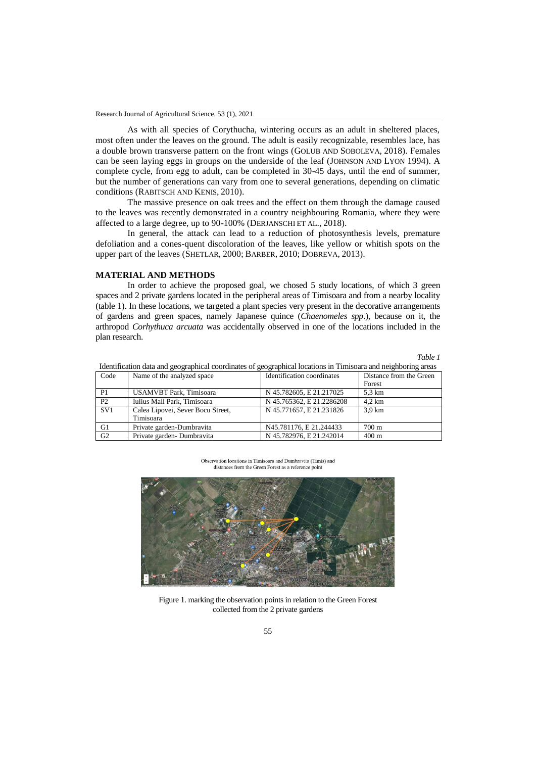As with all species of Corythucha, wintering occurs as an adult in sheltered places, most often under the leaves on the ground. The adult is easily recognizable, resembles lace, has a double brown transverse pattern on the front wings (GOLUB AND SOBOLEVA, 2018). Females can be seen laying eggs in groups on the underside of the leaf (JOHNSON AND LYON 1994). A complete cycle, from egg to adult, can be completed in 30-45 days, until the end of summer, but the number of generations can vary from one to several generations, depending on climatic conditions (RABITSCH AND KENIS, 2010).

The massive presence on oak trees and the effect on them through the damage caused to the leaves was recently demonstrated in a country neighbouring Romania, where they were affected to a large degree, up to 90-100% (DERJANSCHI ET AL., 2018).

In general, the attack can lead to a reduction of photosynthesis levels, premature defoliation and a cones-quent discoloration of the leaves, like yellow or whitish spots on the upper part of the leaves (SHETLAR, 2000; BARBER, 2010; DOBREVA, 2013).

## MATERIAL AND METHODS

In order to achieve the proposed goal, we chosed 5 study locations, of which 3 green spaces and 2 private gardens located in the peripheral areas of Timisoara and from a nearby locality (table 1). In these locations, we targeted a plant species very present in the decorative arrangements of gardens and green spaces, namely Japanese quince (*Chaenomeles spp*.), because on it, the arthropod *Corhythuca arcuata* was accidentally observed in one of the locations included in the plan research.

*Table 1*

Identification data and geographical coordinates of geographical locations in Timisoara and neighboring areas

| Code | Name of the analyzed space | Identification coordinates | Distance from the Green Forest |
|---|---|---|---|
| P1 | USAMVBT Park, Timisoara | N 45.782605, E 21.217025 | 5,3 km |
| P2 | Iulius Mall Park, Timisoara | N 45.765362, E 21.2286208 | 4,2 km |
| SV1 | Calea Lipovei, Sever Bocu Street, Timisoara | N 45.771657, E 21.231826 | 3,9 km |
| G1 | Private garden-Dumbravita | N45.781176, E 21.244433 | 700 m |
| G2 | Private garden- Dumbravita | N 45.782976, E 21.242014 | 400 m |

Observation locations in Timisoara and Dumbravita (Timis) and distances from the Green Forest as a reference point

Figure 1. marking the observation points in relation to the Green Forest collected from the 2 private gardens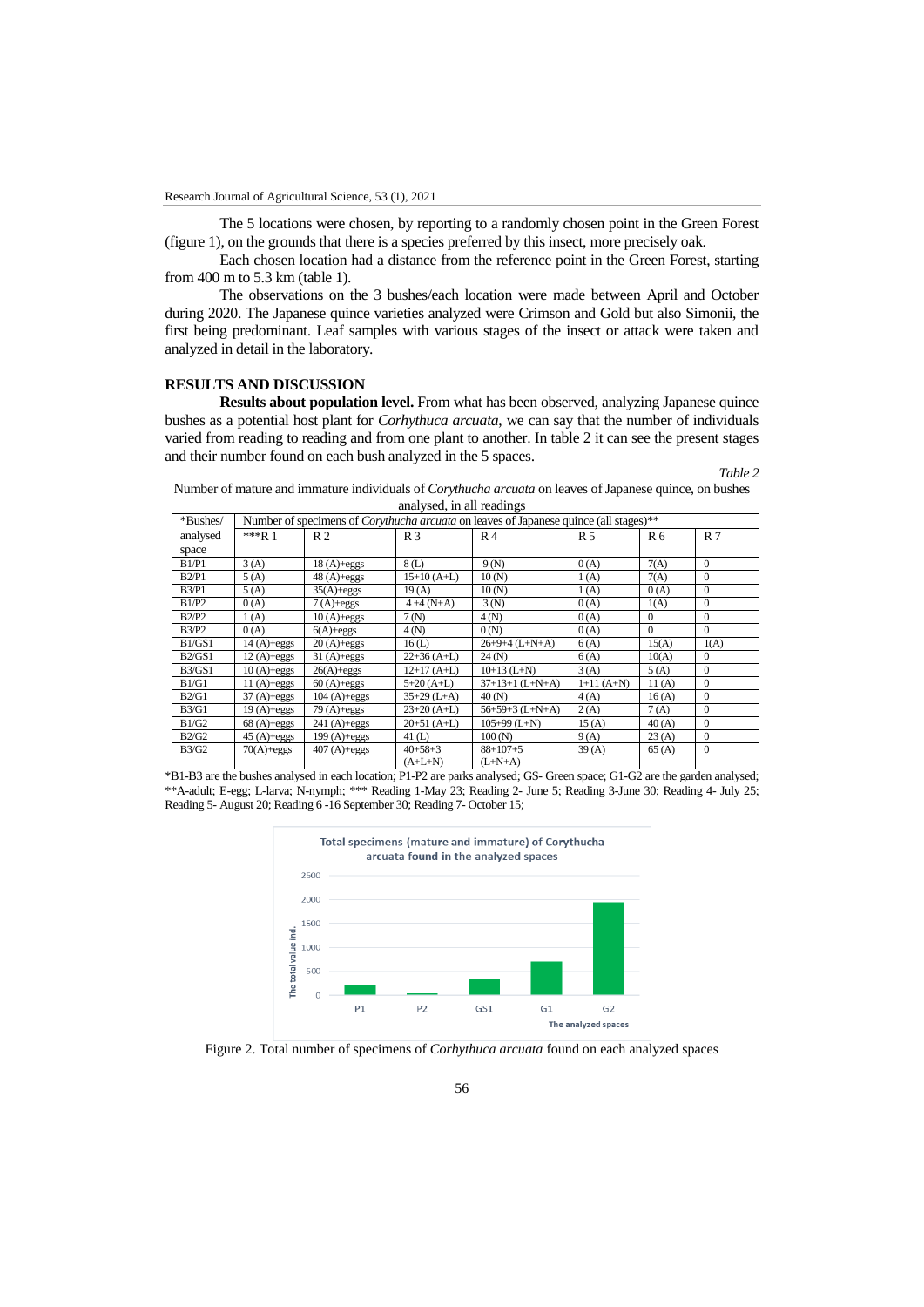The 5 locations were chosen, by reporting to a randomly chosen point in the Green Forest (figure 1), on the grounds that there is a species preferred by this insect, more precisely oak.

Each chosen location had a distance from the reference point in the Green Forest, starting from 400 m to 5.3 km (table 1).

The observations on the 3 bushes/each location were made between April and October during 2020. The Japanese quince varieties analyzed were Crimson and Gold but also Simonii, the first being predominant. Leaf samples with various stages of the insect or attack were taken and analyzed in detail in the laboratory.

## RESULTS AND DISCUSSION

**Results about population level.** From what has been observed, analyzing Japanese quince bushes as a potential host plant for *Corhythuca arcuata*, we can say that the number of individuals varied from reading to reading and from one plant to another. In table 2 it can see the present stages and their number found on each bush analyzed in the 5 spaces.

*Table 2*

Number of mature and immature individuals of *Corythucha arcuata* on leaves of Japanese quince, on bushes analysed, in all readings

| *Bushes/ analysed space | Number of specimens of *Corythucha arcuata* on leaves of Japanese quince (all stages)** | | | | | | |
|---|---|---|---|---|---|---|---|
| | ***R 1 | R 2 | R 3 | R 4 | R 5 | R 6 | R 7 |
| B1/P1 | 3 (A) | 18 (A)+eggs | 8 (L) | 9 (N) | 0 (A) | 7(A) | 0 |
| B2/P1 | 5 (A) | 48 (A)+eggs | 15+10 (A+L) | 10 (N) | 1 (A) | 7(A) | 0 |
| B3/P1 | 5 (A) | 35(A)+eggs | 19 (A) | 10 (N) | 1 (A) | 0 (A) | 0 |
| B1/P2 | 0 (A) | 7 (A)+eggs | 4 +4 (N+A) | 3 (N) | 0 (A) | 1(A) | 0 |
| B2/P2 | 1 (A) | 10 (A)+eggs | 7 (N) | 4 (N) | 0 (A) | 0 | 0 |
| B3/P2 | 0 (A) | 6(A)+eggs | 4 (N) | 0 (N) | 0 (A) | 0 | 0 |
| B1/GS1 | 14 (A)+eggs | 20 (A)+eggs | 16 (L) | 26+9+4 (L+N+A) | 6 (A) | 15(A) | 1(A) |
| B2/GS1 | 12 (A)+eggs | 31 (A)+eggs | 22+36 (A+L) | 24 (N) | 6 (A) | 10(A) | 0 |
| B3/GS1 | 10 (A)+eggs | 26(A)+eggs | 12+17 (A+L) | 10+13 (L+N) | 3 (A) | 5 (A) | 0 |
| B1/G1 | 11 (A)+eggs | 60 (A)+eggs | 5+20 (A+L) | 37+13+1 (L+N+A) | 1+11 (A+N) | 11 (A) | 0 |
| B2/G1 | 37 (A)+eggs | 104 (A)+eggs | 35+29 (L+A) | 40 (N) | 4 (A) | 16 (A) | 0 |
| B3/G1 | 19 (A)+eggs | 79 (A)+eggs | 23+20 (A+L) | 56+59+3 (L+N+A) | 2 (A) | 7 (A) | 0 |
| B1/G2 | 68 (A)+eggs | 241 (A)+eggs | 20+51 (A+L) | 105+99 (L+N) | 15 (A) | 40 (A) | 0 |
| B2/G2 | 45 (A)+eggs | 199 (A)+eggs | 41 (L) | 100 (N) | 9 (A) | 23 (A) | 0 |
| B3/G2 | 70(A)+eggs | 407 (A)+eggs | 40+58+3 (A+L+N) | 88+107+5 (L+N+A) | 39 (A) | 65 (A) | 0 |

*B1-B3 are the bushes analysed in each location; P1-P2 are parks analysed; GS- Green space; G1-G2 are the garden analysed; **A-adult; E-egg; L-larva; N-nymph; *** Reading 1-May 23; Reading 2- June 5; Reading 3-June 30; Reading 4- July 25; Reading 5- August 20; Reading 6 -16 September 30; Reading 7- October 15;

Figure 2. Total number of specimens of *Corhythuca arcuata* found on each analyzed spaces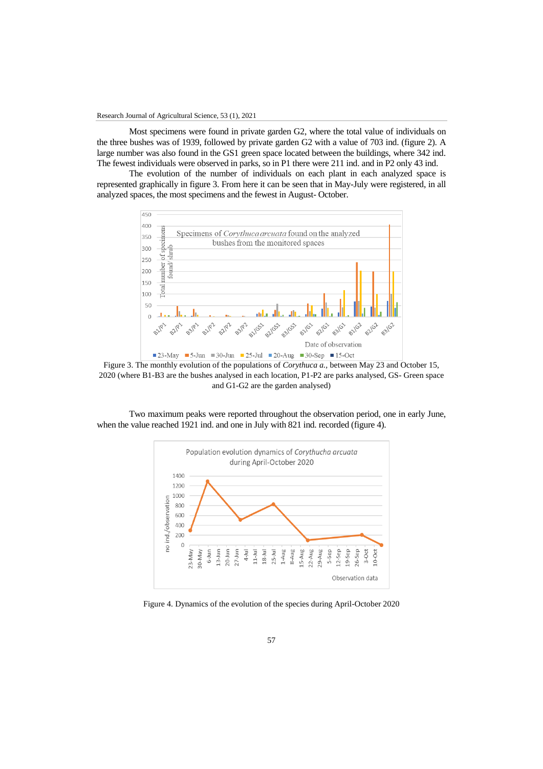Most specimens were found in private garden G2, where the total value of individuals on the three bushes was of 1939, followed by private garden G2 with a value of 703 ind. (figure 2). A large number was also found in the GS1 green space located between the buildings, where 342 ind. The fewest individuals were observed in parks, so in P1 there were 211 ind. and in P2 only 43 ind.

The evolution of the number of individuals on each plant in each analyzed space is represented graphically in figure 3. From here it can be seen that in May-July were registered, in all analyzed spaces, the most specimens and the fewest in August- October.

Figure 3. The monthly evolution of the populations of *Corythuca a.*, between May 23 and October 15, 2020 (where B1-B3 are the bushes analysed in each location, P1-P2 are parks analysed, GS- Green space and G1-G2 are the garden analysed)

Two maximum peaks were reported throughout the observation period, one in early June, when the value reached 1921 ind. and one in July with 821 ind. recorded (figure 4).

Figure 4. Dynamics of the evolution of the species during April-October 2020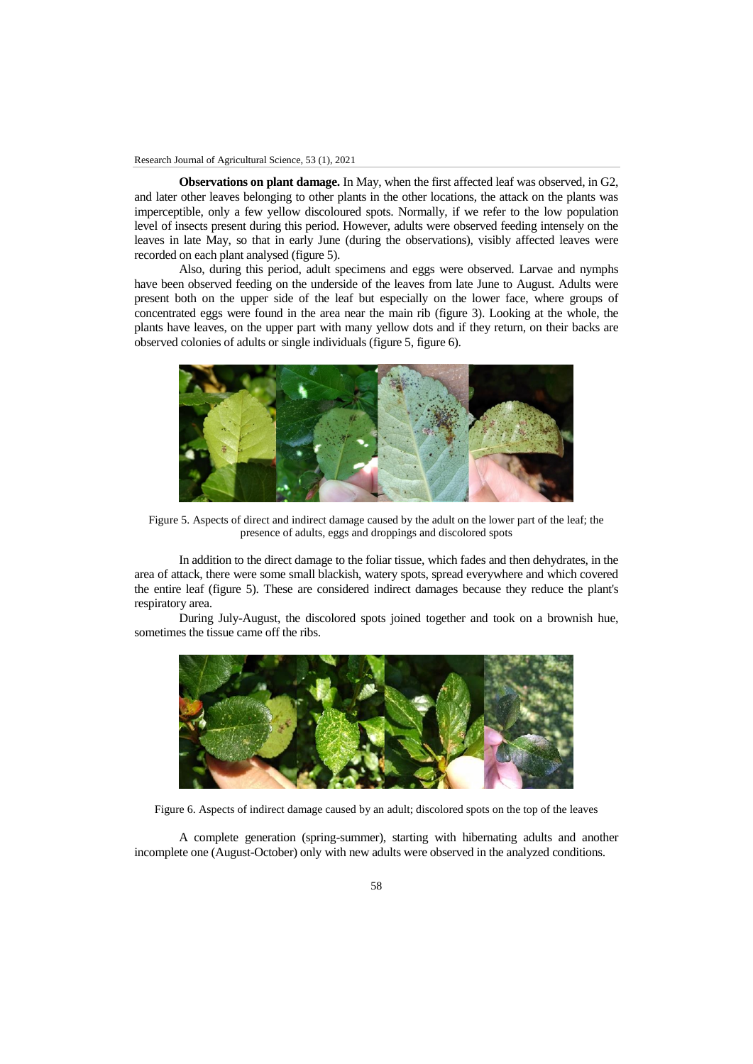**Observations on plant damage.** In May, when the first affected leaf was observed, in G2, and later other leaves belonging to other plants in the other locations, the attack on the plants was imperceptible, only a few yellow discoloured spots. Normally, if we refer to the low population level of insects present during this period. However, adults were observed feeding intensely on the leaves in late May, so that in early June (during the observations), visibly affected leaves were recorded on each plant analysed (figure 5).

Also, during this period, adult specimens and eggs were observed. Larvae and nymphs have been observed feeding on the underside of the leaves from late June to August. Adults were present both on the upper side of the leaf but especially on the lower face, where groups of concentrated eggs were found in the area near the main rib (figure 3). Looking at the whole, the plants have leaves, on the upper part with many yellow dots and if they return, on their backs are observed colonies of adults or single individuals (figure 5, figure 6).

Figure 5. Aspects of direct and indirect damage caused by the adult on the lower part of the leaf; the presence of adults, eggs and droppings and discolored spots

In addition to the direct damage to the foliar tissue, which fades and then dehydrates, in the area of attack, there were some small blackish, watery spots, spread everywhere and which covered the entire leaf (figure 5). These are considered indirect damages because they reduce the plant's respiratory area.

During July-August, the discolored spots joined together and took on a brownish hue, sometimes the tissue came off the ribs.

Figure 6. Aspects of indirect damage caused by an adult; discolored spots on the top of the leaves

A complete generation (spring-summer), starting with hibernating adults and another incomplete one (August-October) only with new adults were observed in the analyzed conditions.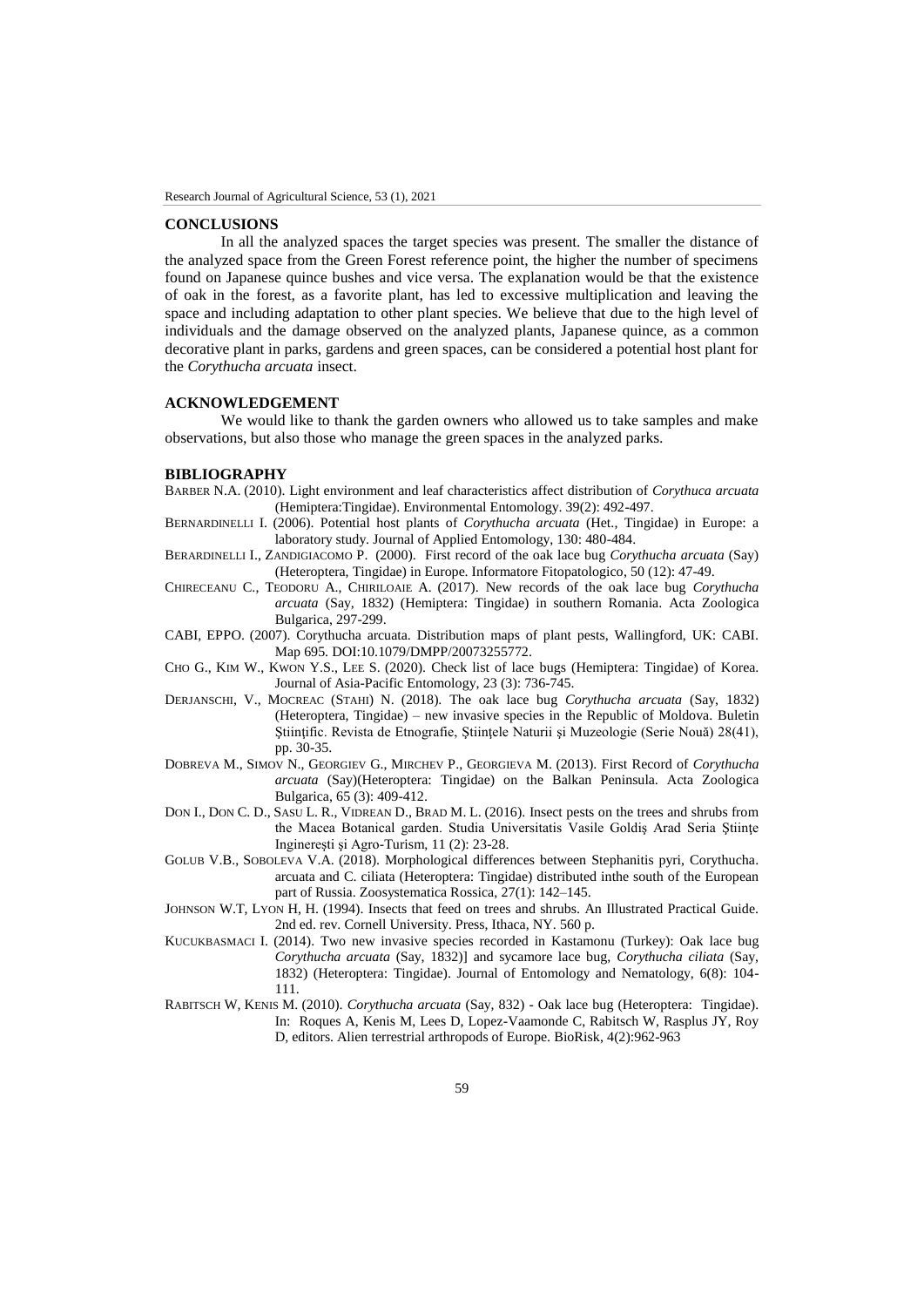## CONCLUSIONS

In all the analyzed spaces the target species was present. The smaller the distance of the analyzed space from the Green Forest reference point, the higher the number of specimens found on Japanese quince bushes and vice versa. The explanation would be that the existence of oak in the forest, as a favorite plant, has led to excessive multiplication and leaving the space and including adaptation to other plant species. We believe that due to the high level of individuals and the damage observed on the analyzed plants, Japanese quince, as a common decorative plant in parks, gardens and green spaces, can be considered a potential host plant for the *Corythucha arcuata* insect.

## ACKNOWLEDGEMENT

We would like to thank the garden owners who allowed us to take samples and make observations, but also those who manage the green spaces in the analyzed parks.

## BIBLIOGRAPHY

BARBER N.A. (2010). Light environment and leaf characteristics affect distribution of *Corythuca arcuata* (Hemiptera:Tingidae). Environmental Entomology. 39(2): 492-497.

BERNARDINELLI I. (2006). Potential host plants of *Corythucha arcuata* (Het., Tingidae) in Europe: a laboratory study. Journal of Applied Entomology, 130: 480-484.

BERARDINELLI I., ZANDIGIACOMO P. (2000). First record of the oak lace bug *Corythucha arcuata* (Say) (Heteroptera, Tingidae) in Europe. Informatore Fitopatologico, 50 (12): 47-49.

CHIRECEANU C., TEODORU A., CHIRILOAIE A. (2017). New records of the oak lace bug *Corythucha arcuata* (Say, 1832) (Hemiptera: Tingidae) in southern Romania. Acta Zoologica Bulgarica, 297-299.

CABI, EPPO. (2007). Corythucha arcuata. Distribution maps of plant pests, Wallingford, UK: CABI. Map 695. DOI:10.1079/DMPP/20073255772.

CHO G., KIM W., KWON Y.S., LEE S. (2020). Check list of lace bugs (Hemiptera: Tingidae) of Korea. Journal of Asia-Pacific Entomology, 23 (3): 736-745.

DERJANSCHI, V., MOCREAC (STAHI) N. (2018). The oak lace bug *Corythucha arcuata* (Say, 1832) (Heteroptera, Tingidae) – new invasive species in the Republic of Moldova. Buletin Ştiinţific. Revista de Etnografie, Ştiinţele Naturii şi Muzeologie (Serie Nouă) 28(41), pp. 30-35.

DOBREVA M., SIMOV N., GEORGIEV G., MIRCHEV P., GEORGIEVA M. (2013). First Record of *Corythucha arcuata* (Say)(Heteroptera: Tingidae) on the Balkan Peninsula. Acta Zoologica Bulgarica, 65 (3): 409-412.

DON I., DON C. D., SASU L. R., VIDREAN D., BRAD M. L. (2016). Insect pests on the trees and shrubs from the Macea Botanical garden. Studia Universitatis Vasile Goldiş Arad Seria Ştiinţe Inginereşti şi Agro-Turism, 11 (2): 23-28.

GOLUB V.B., SOBOLEVA V.A. (2018). Morphological differences between Stephanitis pyri, Corythucha. arcuata and C. ciliata (Heteroptera: Tingidae) distributed inthe south of the European part of Russia. Zoosystematica Rossica, 27(1): 142–145.

JOHNSON W.T, LYON H, H. (1994). Insects that feed on trees and shrubs. An Illustrated Practical Guide. 2nd ed. rev. Cornell University. Press, Ithaca, NY. 560 p.

KUCUKBASMACI I. (2014). Two new invasive species recorded in Kastamonu (Turkey): Oak lace bug *Corythucha arcuata* (Say, 1832)] and sycamore lace bug, *Corythucha ciliata* (Say, 1832) (Heteroptera: Tingidae). Journal of Entomology and Nematology, 6(8): 104-111.

RABITSCH W, KENIS M. (2010). *Corythucha arcuata* (Say, 832) - Oak lace bug (Heteroptera: Tingidae). In: Roques A, Kenis M, Lees D, Lopez-Vaamonde C, Rabitsch W, Rasplus JY, Roy D, editors. Alien terrestrial arthropods of Europe. BioRisk, 4(2):962-963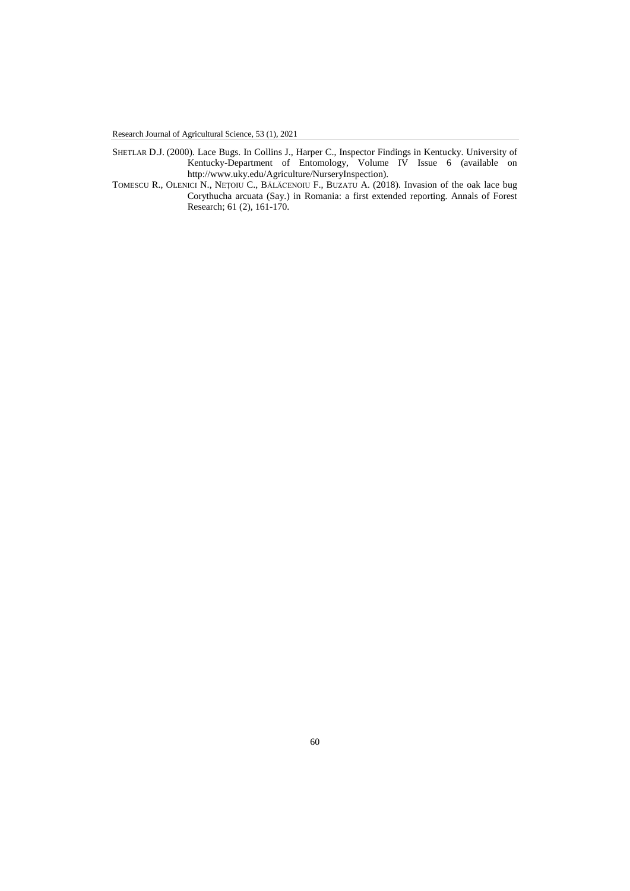SHETLAR D.J. (2000). Lace Bugs. In Collins J., Harper C., Inspector Findings in Kentucky. University of Kentucky-Department of Entomology, Volume IV Issue 6 (available on http://www.uky.edu/Agriculture/NurseryInspection).

TOMESCU R., OLENICI N., NEȚOIU C., BĂLĂCENOIU F., BUZATU A. (2018). Invasion of the oak lace bug Corythucha arcuata (Say.) in Romania: a first extended reporting. Annals of Forest Research; 61 (2), 161-170.